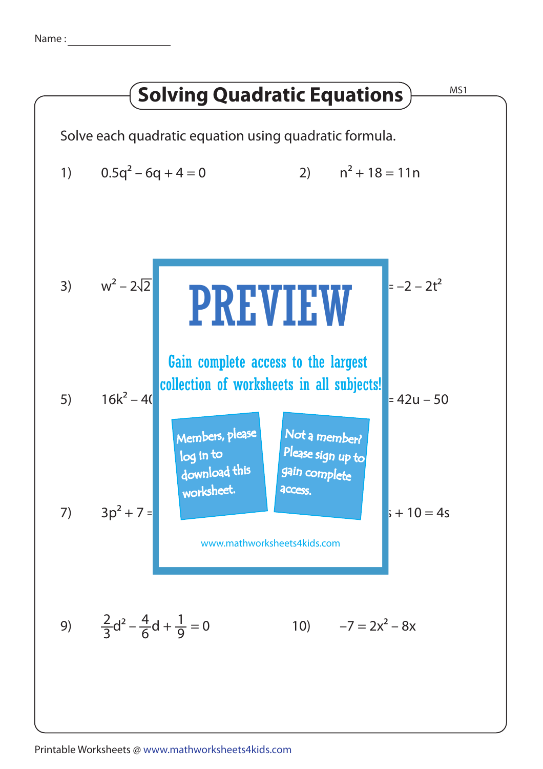Name : ____________________

# Solving Quadratic Equations

MS1

Solve each quadratic equation using quadratic formula.

1) $0.5q^2 - 6q + 4 = 0$

2) $n^2 + 18 = 11n$

3) $w^2 - 2\sqrt{2}$

$= -2 - 2t^2$

**PREVIEW**

Gain complete access to the largest collection of worksheets in all subjects!

Members, please log in to download this worksheet.

Not a member? Please sign up to gain complete access.

www.mathworksheets4kids.com

5) $16k^2 - 4($

$= 42u - 50$

7) $3p^2 + 7 =$

$+ 10 = 4s$

9) $\frac{2}{3}d^2 - \frac{4}{6}d + \frac{1}{9} = 0$

10) $-7 = 2x^2 - 8x$

Printable Worksheets @ www.mathworksheets4kids.com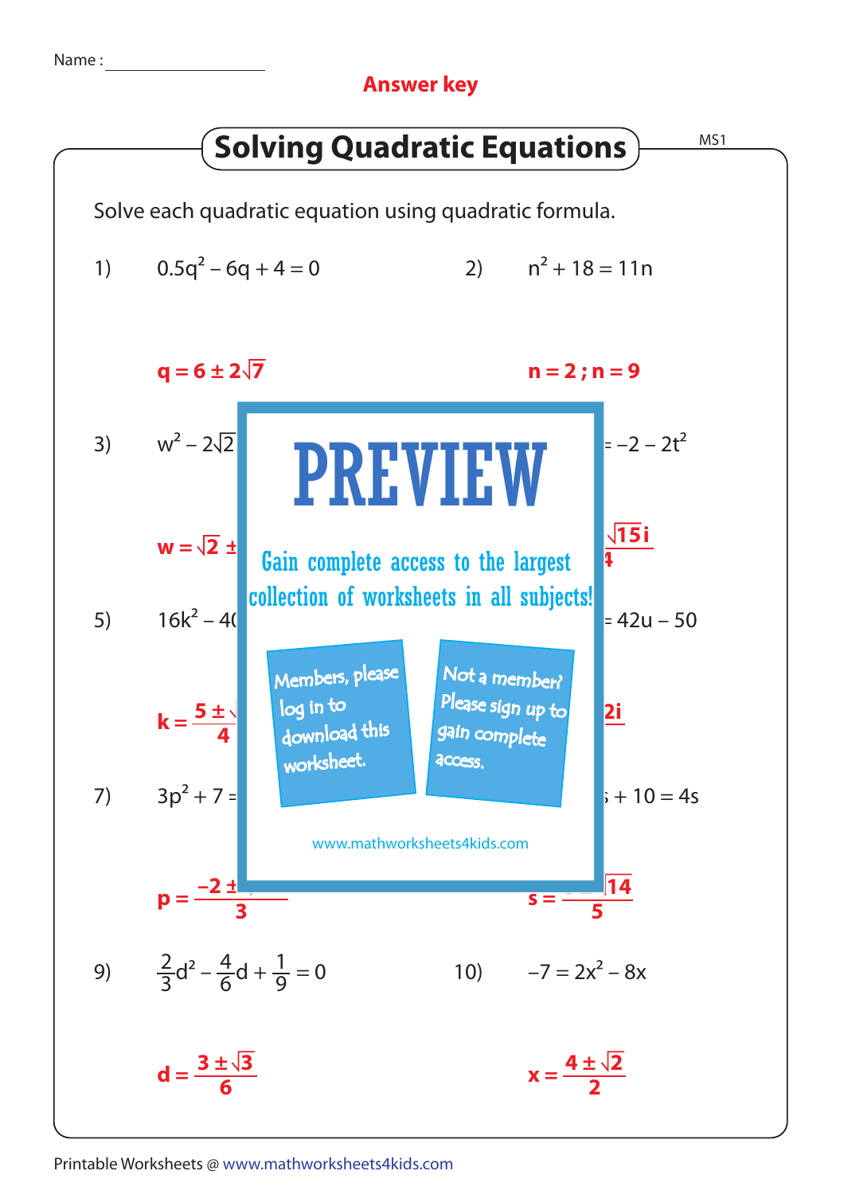Name : ______________

**Answer key**

# Solving Quadratic Equations

MS1

Solve each quadratic equation using quadratic formula.

1) $0.5q^2 - 6q + 4 = 0$

**$q = 6 \pm 2\sqrt{7}$**

2) $n^2 + 18 = 11n$

**$n = 2\ ;\ n = 9$**

3) $w^2 - 2\sqrt{2}$

**$w = \sqrt{2} \pm$**

4) $= -2 - 2t^2$

**$\sqrt{15}i$**

**4**

5) $16k^2 - 4($

**$k = \frac{5 \pm \sqrt{}}{4}$**

6) $= 42u - 50$

**$2i$**

7) $3p^2 + 7 =$

**$p = \frac{-2 \pm}{3}$**

8) $+ 10 = 4s$

**$s = \frac{\ \ \sqrt{14}}{5}$**

PREVIEW

Gain complete access to the largest collection of worksheets in all subjects!

Members, please log in to download this worksheet.

Not a member? Please sign up to gain complete access.

www.mathworksheets4kids.com

9) $\frac{2}{3}d^2 - \frac{4}{6}d + \frac{1}{9} = 0$

**$d = \frac{3 \pm \sqrt{3}}{6}$**

10) $-7 = 2x^2 - 8x$

**$x = \frac{4 \pm \sqrt{2}}{2}$**

Printable Worksheets @ www.mathworksheets4kids.com